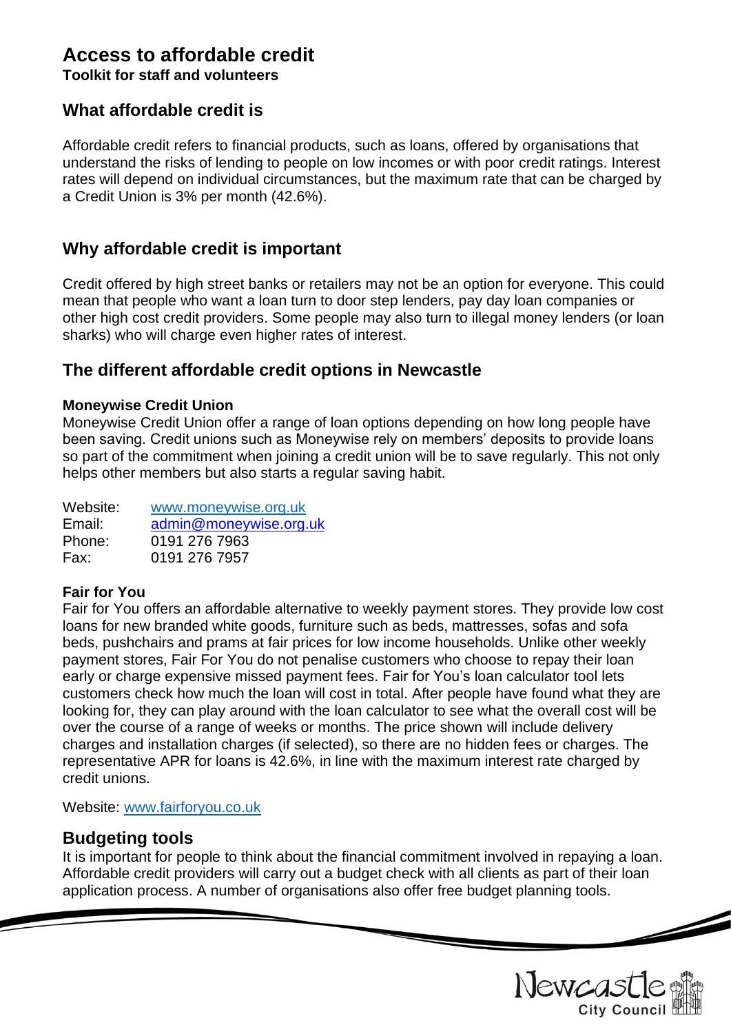# Access to affordable credit

**Toolkit for staff and volunteers**

## What affordable credit is

Affordable credit refers to financial products, such as loans, offered by organisations that understand the risks of lending to people on low incomes or with poor credit ratings. Interest rates will depend on individual circumstances, but the maximum rate that can be charged by a Credit Union is 3% per month (42.6%).

## Why affordable credit is important

Credit offered by high street banks or retailers may not be an option for everyone. This could mean that people who want a loan turn to door step lenders, pay day loan companies or other high cost credit providers. Some people may also turn to illegal money lenders (or loan sharks) who will charge even higher rates of interest.

## The different affordable credit options in Newcastle

**Moneywise Credit Union**

Moneywise Credit Union offer a range of loan options depending on how long people have been saving. Credit unions such as Moneywise rely on members' deposits to provide loans so part of the commitment when joining a credit union will be to save regularly. This not only helps other members but also starts a regular saving habit.

Website: www.moneywise.org.uk
Email: admin@moneywise.org.uk
Phone: 0191 276 7963
Fax: 0191 276 7957

**Fair for You**

Fair for You offers an affordable alternative to weekly payment stores. They provide low cost loans for new branded white goods, furniture such as beds, mattresses, sofas and sofa beds, pushchairs and prams at fair prices for low income households. Unlike other weekly payment stores, Fair For You do not penalise customers who choose to repay their loan early or charge expensive missed payment fees. Fair for You's loan calculator tool lets customers check how much the loan will cost in total. After people have found what they are looking for, they can play around with the loan calculator to see what the overall cost will be over the course of a range of weeks or months. The price shown will include delivery charges and installation charges (if selected), so there are no hidden fees or charges. The representative APR for loans is 42.6%, in line with the maximum interest rate charged by credit unions.

Website: www.fairforyou.co.uk

## Budgeting tools

It is important for people to think about the financial commitment involved in repaying a loan. Affordable credit providers will carry out a budget check with all clients as part of their loan application process. A number of organisations also offer free budget planning tools.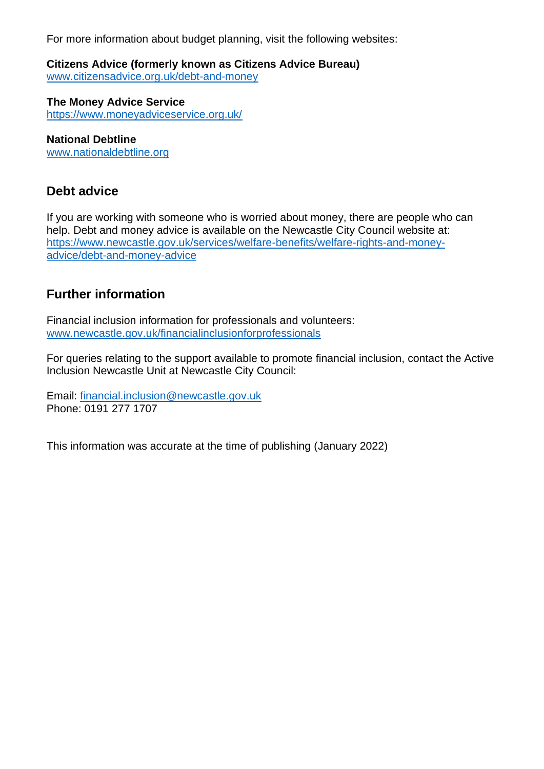For more information about budget planning, visit the following websites:

**Citizens Advice (formerly known as Citizens Advice Bureau)**
www.citizensadvice.org.uk/debt-and-money

**The Money Advice Service**
https://www.moneyadviceservice.org.uk/

**National Debtline**
www.nationaldebtline.org

## Debt advice

If you are working with someone who is worried about money, there are people who can help. Debt and money advice is available on the Newcastle City Council website at: https://www.newcastle.gov.uk/services/welfare-benefits/welfare-rights-and-money-advice/debt-and-money-advice

## Further information

Financial inclusion information for professionals and volunteers: www.newcastle.gov.uk/financialinclusionforprofessionals

For queries relating to the support available to promote financial inclusion, contact the Active Inclusion Newcastle Unit at Newcastle City Council:

Email: financial.inclusion@newcastle.gov.uk
Phone: 0191 277 1707

This information was accurate at the time of publishing (January 2022)